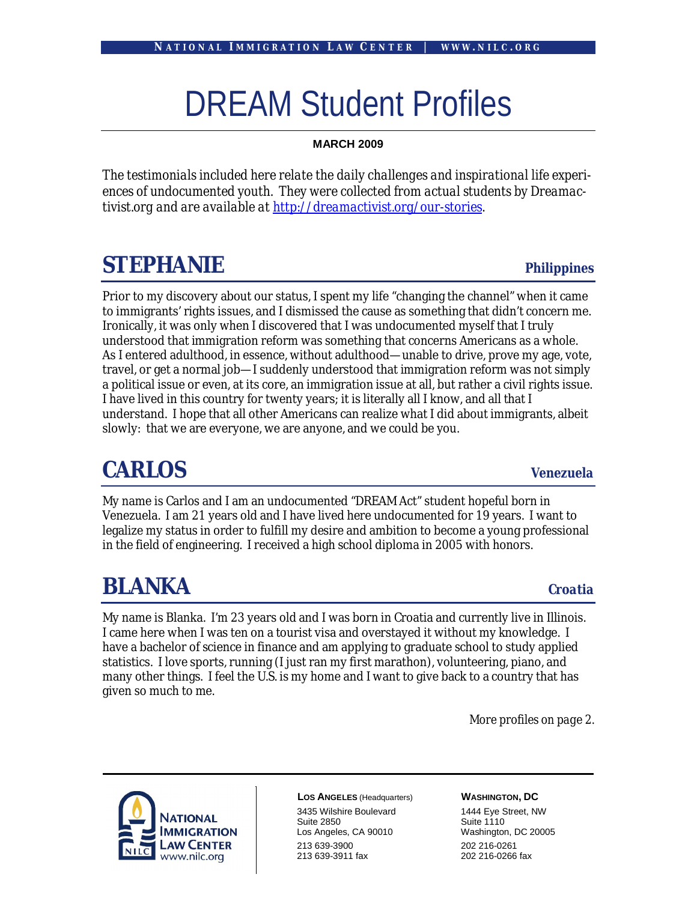# DREAM Student Profiles

**MARCH 2009**

*The testimonials included here relate the daily challenges and inspirational life experiences of undocumented youth. They were collected from actual students by Dreamactivist.org and are available at [http://dreamactivist.org/our-stories](http://dreamactivist.org/our-stories).*

## STEPHANIE — Philippines

Prior to my discovery about our status, I spent my life "changing the channel" when it came to immigrants' rights issues, and I dismissed the cause as something that didn't concern me. Ironically, it was only when I discovered that I was undocumented myself that I truly understood that immigration reform was something that concerns Americans as a whole. As I entered adulthood, in essence, without adulthood—unable to drive, prove my age, vote, travel, or get a normal job—I suddenly understood that immigration reform was not simply a political issue or even, at its core, an immigration issue at all, but rather a civil rights issue. I have lived in this country for twenty years; it is literally all I know, and all that I understand. I hope that all other Americans can realize what I did about immigrants, albeit slowly: that we are everyone, we are anyone, and we could be you.

## CARLOS — Venezuela

My name is Carlos and I am an undocumented "DREAM Act" student hopeful born in Venezuela. I am 21 years old and I have lived here undocumented for 19 years. I want to legalize my status in order to fulfill my desire and ambition to become a young professional in the field of engineering. I received a high school diploma in 2005 with honors.

## BLANKA — Croatia

My name is Blanka. I'm 23 years old and I was born in Croatia and currently live in Illinois. I came here when I was ten on a tourist visa and overstayed it without my knowledge. I have a bachelor of science in finance and am applying to graduate school to study applied statistics. I love sports, running (I just ran my first marathon), volunteering, piano, and many other things. I feel the U.S. is my home and I want to give back to a country that has given so much to me.

*More profiles on page 2.*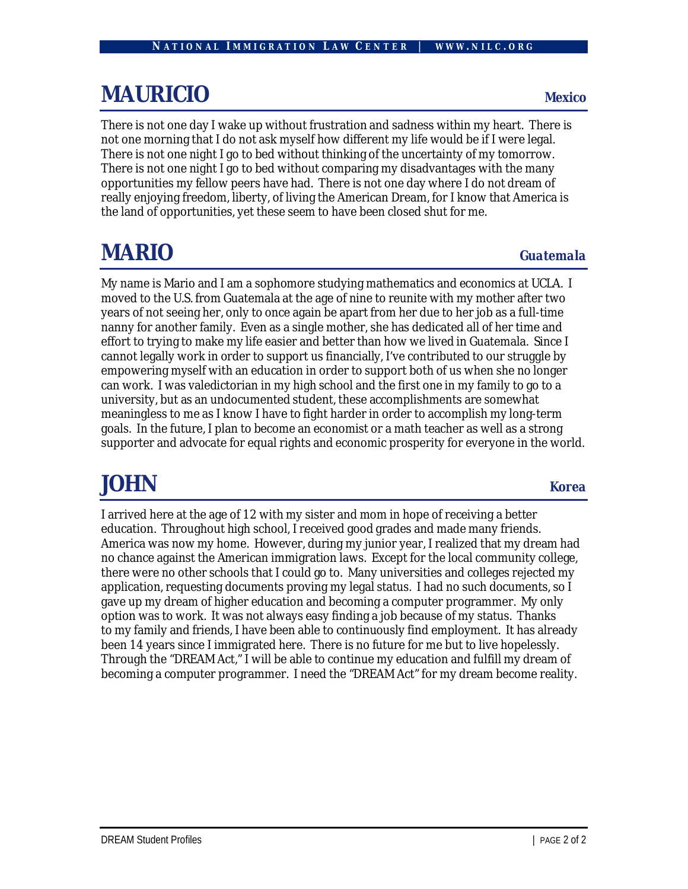## MAURICIO

**_Mexico_**

There is not one day I wake up without frustration and sadness within my heart. There is not one morning that I do not ask myself how different my life would be if I were legal. There is not one night I go to bed without thinking of the uncertainty of my tomorrow. There is not one night I go to bed without comparing my disadvantages with the many opportunities my fellow peers have had. There is not one day where I do not dream of really enjoying freedom, liberty, of living the American Dream, for I know that America is the land of opportunities, yet these seem to have been closed shut for me.

## MARIO

**_Guatemala_**

My name is Mario and I am a sophomore studying mathematics and economics at UCLA. I moved to the U.S. from Guatemala at the age of nine to reunite with my mother after two years of not seeing her, only to once again be apart from her due to her job as a full-time nanny for another family. Even as a single mother, she has dedicated all of her time and effort to trying to make my life easier and better than how we lived in Guatemala. Since I cannot legally work in order to support us financially, I've contributed to our struggle by empowering myself with an education in order to support both of us when she no longer can work. I was valedictorian in my high school and the first one in my family to go to a university, but as an undocumented student, these accomplishments are somewhat meaningless to me as I know I have to fight harder in order to accomplish my long-term goals. In the future, I plan to become an economist or a math teacher as well as a strong supporter and advocate for equal rights and economic prosperity for everyone in the world.

## JOHN

**_Korea_**

I arrived here at the age of 12 with my sister and mom in hope of receiving a better education. Throughout high school, I received good grades and made many friends. America was now my home. However, during my junior year, I realized that my dream had no chance against the American immigration laws. Except for the local community college, there were no other schools that I could go to. Many universities and colleges rejected my application, requesting documents proving my legal status. I had no such documents, so I gave up my dream of higher education and becoming a computer programmer. My only option was to work. It was not always easy finding a job because of my status. Thanks to my family and friends, I have been able to continuously find employment. It has already been 14 years since I immigrated here. There is no future for me but to live hopelessly. Through the "DREAM Act," I will be able to continue my education and fulfill my dream of becoming a computer programmer. I need the "DREAM Act" for my dream become reality.